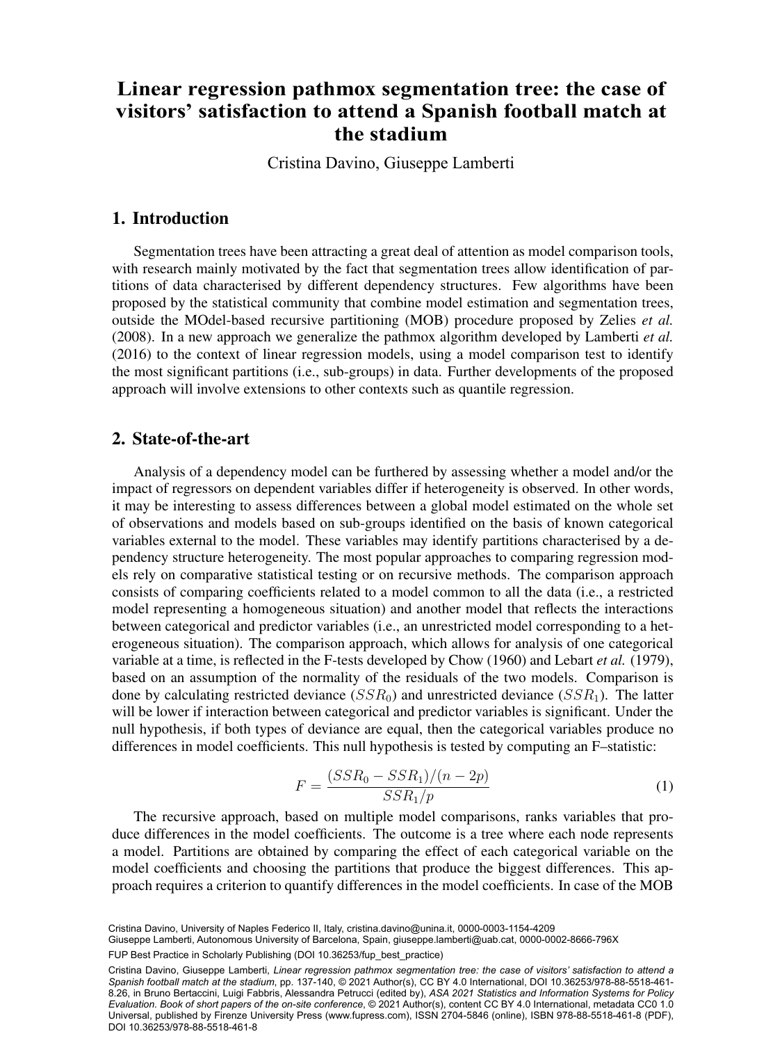# Linear regression pathmox segmentation tree: the case of visitors' satisfaction to attend a Spanish football match at the stadium

Cristina Davino, Giuseppe Lamberti

## 1. Introduction

Segmentation trees have been attracting a great deal of attention as model comparison tools, with research mainly motivated by the fact that segmentation trees allow identification of partitions of data characterised by different dependency structures. Few algorithms have been proposed by the statistical community that combine model estimation and segmentation trees, outside the MOdel-based recursive partitioning (MOB) procedure proposed by Zelies *et al.* (2008). In a new approach we generalize the pathmox algorithm developed by Lamberti *et al.* (2016) to the context of linear regression models, using a model comparison test to identify the most significant partitions (i.e., sub-groups) in data. Further developments of the proposed approach will involve extensions to other contexts such as quantile regression.

## 2. State-of-the-art

Analysis of a dependency model can be furthered by assessing whether a model and/or the impact of regressors on dependent variables differ if heterogeneity is observed. In other words, it may be interesting to assess differences between a global model estimated on the whole set of observations and models based on sub-groups identified on the basis of known categorical variables external to the model. These variables may identify partitions characterised by a dependency structure heterogeneity. The most popular approaches to comparing regression models rely on comparative statistical testing or on recursive methods. The comparison approach consists of comparing coefficients related to a model common to all the data (i.e., a restricted model representing a homogeneous situation) and another model that reflects the interactions between categorical and predictor variables (i.e., an unrestricted model corresponding to a heterogeneous situation). The comparison approach, which allows for analysis of one categorical variable at a time, is reflected in the F-tests developed by Chow (1960) and Lebart *et al.* (1979), based on an assumption of the normality of the residuals of the two models. Comparison is done by calculating restricted deviance ($SSR_0$) and unrestricted deviance ($SSR_1$). The latter will be lower if interaction between categorical and predictor variables is significant. Under the null hypothesis, if both types of deviance are equal, then the categorical variables produce no differences in model coefficients. This null hypothesis is tested by computing an F–statistic:

$$F = \frac{(SSR_0 - SSR_1)/(n - 2p)}{SSR_1/p} \tag{1}$$

The recursive approach, based on multiple model comparisons, ranks variables that produce differences in the model coefficients. The outcome is a tree where each node represents a model. Partitions are obtained by comparing the effect of each categorical variable on the model coefficients and choosing the partitions that produce the biggest differences. This approach requires a criterion to quantify differences in the model coefficients. In case of the MOB

Cristina Davino, University of Naples Federico II, Italy, cristina.davino@unina.it, 0000-0003-1154-4209
Giuseppe Lamberti, Autonomous University of Barcelona, Spain, giuseppe.lamberti@uab.cat, 0000-0002-8666-796X

FUP Best Practice in Scholarly Publishing (DOI 10.36253/fup_best_practice)

Cristina Davino, Giuseppe Lamberti, *Linear regression pathmox segmentation tree: the case of visitors' satisfaction to attend a Spanish football match at the stadium*, pp. 137-140, © 2021 Author(s), CC BY 4.0 International, DOI 10.36253/978-88-5518-461-8.26, in Bruno Bertaccini, Luigi Fabbris, Alessandra Petrucci (edited by), *ASA 2021 Statistics and Information Systems for Policy Evaluation. Book of short papers of the on-site conference*, © 2021 Author(s), content CC BY 4.0 International, metadata CC0 1.0 Universal, published by Firenze University Press (www.fupress.com), ISSN 2704-5846 (online), ISBN 978-88-5518-461-8 (PDF), DOI 10.36253/978-88-5518-461-8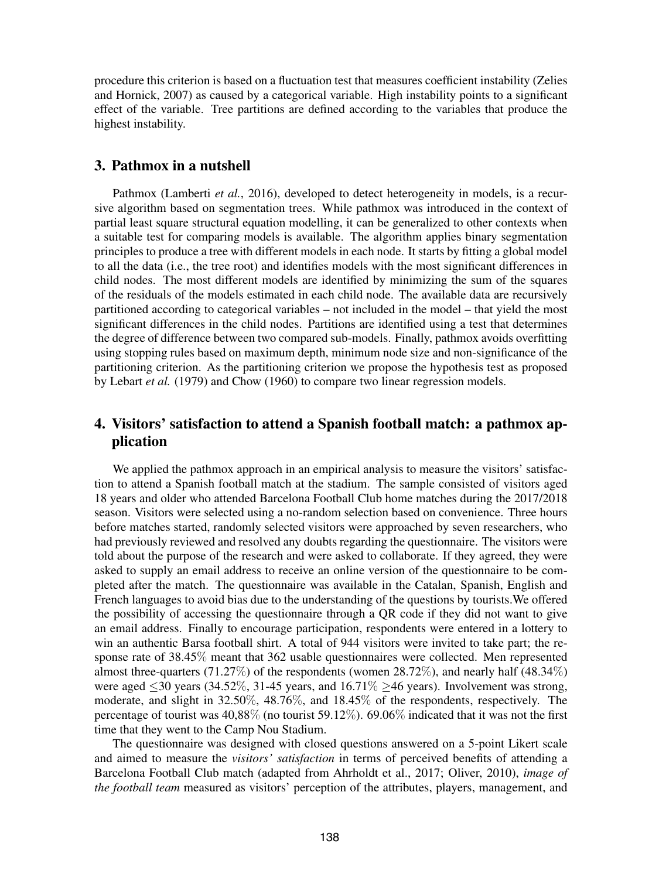procedure this criterion is based on a fluctuation test that measures coefficient instability (Zelies and Hornick, 2007) as caused by a categorical variable. High instability points to a significant effect of the variable. Tree partitions are defined according to the variables that produce the highest instability.

## 3. Pathmox in a nutshell

Pathmox (Lamberti *et al.*, 2016), developed to detect heterogeneity in models, is a recursive algorithm based on segmentation trees. While pathmox was introduced in the context of partial least square structural equation modelling, it can be generalized to other contexts when a suitable test for comparing models is available. The algorithm applies binary segmentation principles to produce a tree with different models in each node. It starts by fitting a global model to all the data (i.e., the tree root) and identifies models with the most significant differences in child nodes. The most different models are identified by minimizing the sum of the squares of the residuals of the models estimated in each child node. The available data are recursively partitioned according to categorical variables – not included in the model – that yield the most significant differences in the child nodes. Partitions are identified using a test that determines the degree of difference between two compared sub-models. Finally, pathmox avoids overfitting using stopping rules based on maximum depth, minimum node size and non-significance of the partitioning criterion. As the partitioning criterion we propose the hypothesis test as proposed by Lebart *et al.* (1979) and Chow (1960) to compare two linear regression models.

## 4. Visitors' satisfaction to attend a Spanish football match: a pathmox application

We applied the pathmox approach in an empirical analysis to measure the visitors' satisfaction to attend a Spanish football match at the stadium. The sample consisted of visitors aged 18 years and older who attended Barcelona Football Club home matches during the 2017/2018 season. Visitors were selected using a no-random selection based on convenience. Three hours before matches started, randomly selected visitors were approached by seven researchers, who had previously reviewed and resolved any doubts regarding the questionnaire. The visitors were told about the purpose of the research and were asked to collaborate. If they agreed, they were asked to supply an email address to receive an online version of the questionnaire to be completed after the match. The questionnaire was available in the Catalan, Spanish, English and French languages to avoid bias due to the understanding of the questions by tourists.We offered the possibility of accessing the questionnaire through a QR code if they did not want to give an email address. Finally to encourage participation, respondents were entered in a lottery to win an authentic Barsa football shirt. A total of 944 visitors were invited to take part; the response rate of 38.45% meant that 362 usable questionnaires were collected. Men represented almost three-quarters (71.27%) of the respondents (women 28.72%), and nearly half (48.34%) were aged $\leq$30 years (34.52%, 31-45 years, and 16.71% $\geq$46 years). Involvement was strong, moderate, and slight in 32.50%, 48.76%, and 18.45% of the respondents, respectively. The percentage of tourist was 40,88% (no tourist 59.12%). 69.06% indicated that it was not the first time that they went to the Camp Nou Stadium.

The questionnaire was designed with closed questions answered on a 5-point Likert scale and aimed to measure the *visitors' satisfaction* in terms of perceived benefits of attending a Barcelona Football Club match (adapted from Ahrholdt et al., 2017; Oliver, 2010), *image of the football team* measured as visitors' perception of the attributes, players, management, and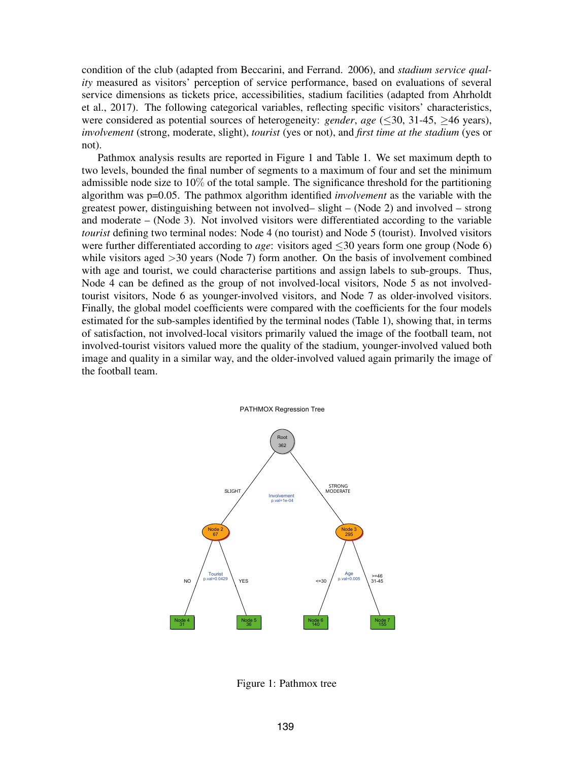condition of the club (adapted from Beccarini, and Ferrand. 2006), and *stadium service quality* measured as visitors' perception of service performance, based on evaluations of several service dimensions as tickets price, accessibilities, stadium facilities (adapted from Ahrholdt et al., 2017). The following categorical variables, reflecting specific visitors' characteristics, were considered as potential sources of heterogeneity: *gender*, *age* ($\leq$30, 31-45, $\geq$46 years), *involvement* (strong, moderate, slight), *tourist* (yes or not), and *first time at the stadium* (yes or not).

Pathmox analysis results are reported in Figure 1 and Table 1. We set maximum depth to two levels, bounded the final number of segments to a maximum of four and set the minimum admissible node size to 10% of the total sample. The significance threshold for the partitioning algorithm was p=0.05. The pathmox algorithm identified *involvement* as the variable with the greatest power, distinguishing between not involved– slight – (Node 2) and involved – strong and moderate – (Node 3). Not involved visitors were differentiated according to the variable *tourist* defining two terminal nodes: Node 4 (no tourist) and Node 5 (tourist). Involved visitors were further differentiated according to *age*: visitors aged $\leq$30 years form one group (Node 6) while visitors aged $>$30 years (Node 7) form another. On the basis of involvement combined with age and tourist, we could characterise partitions and assign labels to sub-groups. Thus, Node 4 can be defined as the group of not involved-local visitors, Node 5 as not involved-tourist visitors, Node 6 as younger-involved visitors, and Node 7 as older-involved visitors. Finally, the global model coefficients were compared with the coefficients for the four models estimated for the sub-samples identified by the terminal nodes (Table 1), showing that, in terms of satisfaction, not involved-local visitors primarily valued the image of the football team, not involved-tourist visitors valued more the quality of the stadium, younger-involved valued both image and quality in a similar way, and the older-involved valued again primarily the image of the football team.

PATHMOX Regression Tree

Root 362

Involvement p.val=1e-04

SLIGHT — Node 2 (67); STRONG MODERATE — Node 3 (295)

Node 2: Tourist p.val=0.0429 — NO: Node 4 (31); YES: Node 5 (36)

Node 3: Age p.val=0.005 — <=30: Node 6 (140); >=46 31-45: Node 7 (155)

Figure 1: Pathmox tree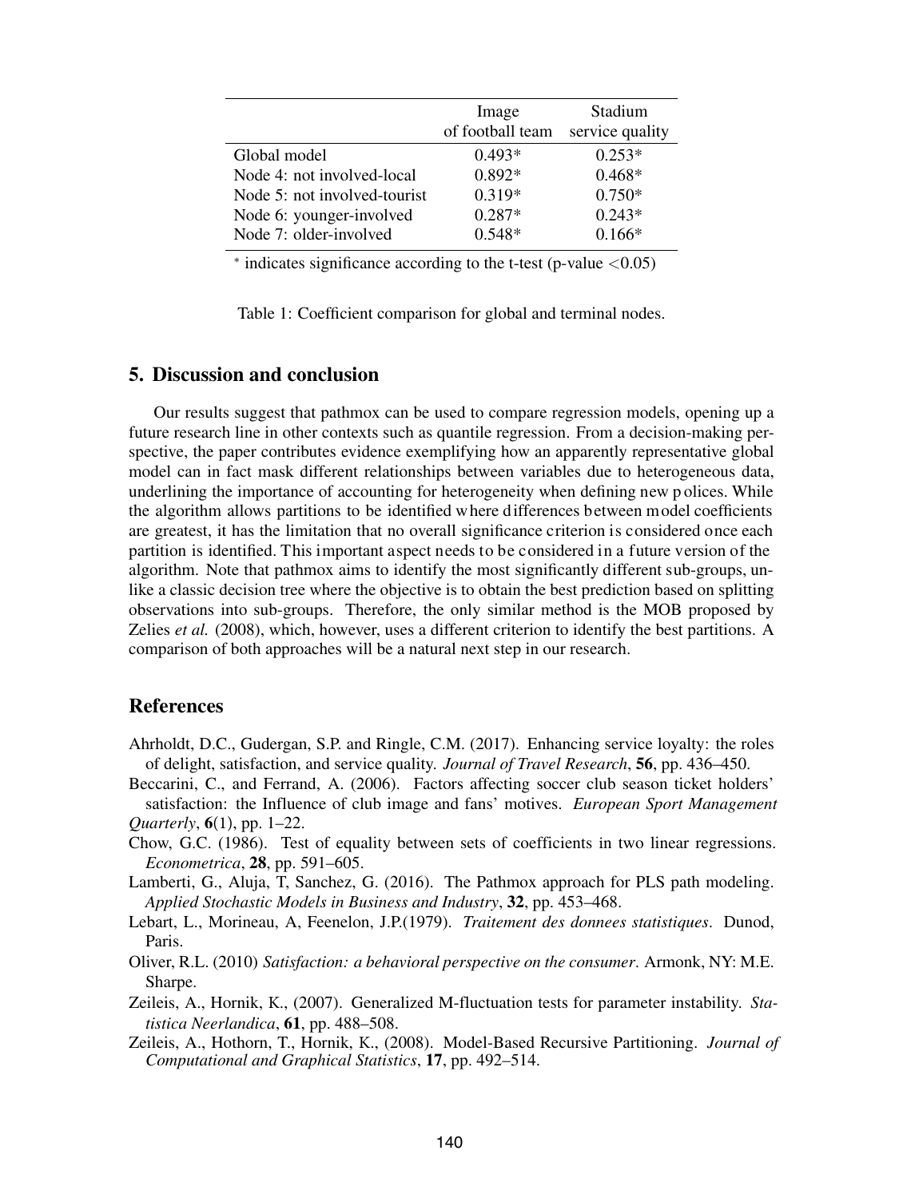| | Image of football team | Stadium service quality |
|---|---|---|
| Global model | 0.493* | 0.253* |
| Node 4: not involved-local | 0.892* | 0.468* |
| Node 5: not involved-tourist | 0.319* | 0.750* |
| Node 6: younger-involved | 0.287* | 0.243* |
| Node 7: older-involved | 0.548* | 0.166* |

* indicates significance according to the t-test (p-value $<0.05$)

Table 1: Coefficient comparison for global and terminal nodes.

## 5. Discussion and conclusion

Our results suggest that pathmox can be used to compare regression models, opening up a future research line in other contexts such as quantile regression. From a decision-making perspective, the paper contributes evidence exemplifying how an apparently representative global model can in fact mask different relationships between variables due to heterogeneous data, underlining the importance of accounting for heterogeneity when defining new p olices. While the algorithm allows partitions to be identified where differences between model coefficients are greatest, it has the limitation that no overall significance criterion is considered once each partition is identified. This important aspect needs to be considered in a future version of the algorithm. Note that pathmox aims to identify the most significantly different sub-groups, unlike a classic decision tree where the objective is to obtain the best prediction based on splitting observations into sub-groups. Therefore, the only similar method is the MOB proposed by Zelies *et al.* (2008), which, however, uses a different criterion to identify the best partitions. A comparison of both approaches will be a natural next step in our research.

## References

Ahrholdt, D.C., Gudergan, S.P. and Ringle, C.M. (2017). Enhancing service loyalty: the roles of delight, satisfaction, and service quality. *Journal of Travel Research*, **56**, pp. 436–450.

Beccarini, C., and Ferrand, A. (2006). Factors affecting soccer club season ticket holders' satisfaction: the Influence of club image and fans' motives. *European Sport Management Quarterly*, **6**(1), pp. 1–22.

Chow, G.C. (1986). Test of equality between sets of coefficients in two linear regressions. *Econometrica*, **28**, pp. 591–605.

Lamberti, G., Aluja, T, Sanchez, G. (2016). The Pathmox approach for PLS path modeling. *Applied Stochastic Models in Business and Industry*, **32**, pp. 453–468.

Lebart, L., Morineau, A, Feenelon, J.P.(1979). *Traitement des donnees statistiques*. Dunod, Paris.

Oliver, R.L. (2010) *Satisfaction: a behavioral perspective on the consumer*. Armonk, NY: M.E. Sharpe.

Zeileis, A., Hornik, K., (2007). Generalized M-fluctuation tests for parameter instability. *Statistica Neerlandica*, **61**, pp. 488–508.

Zeileis, A., Hothorn, T., Hornik, K., (2008). Model-Based Recursive Partitioning. *Journal of Computational and Graphical Statistics*, **17**, pp. 492–514.